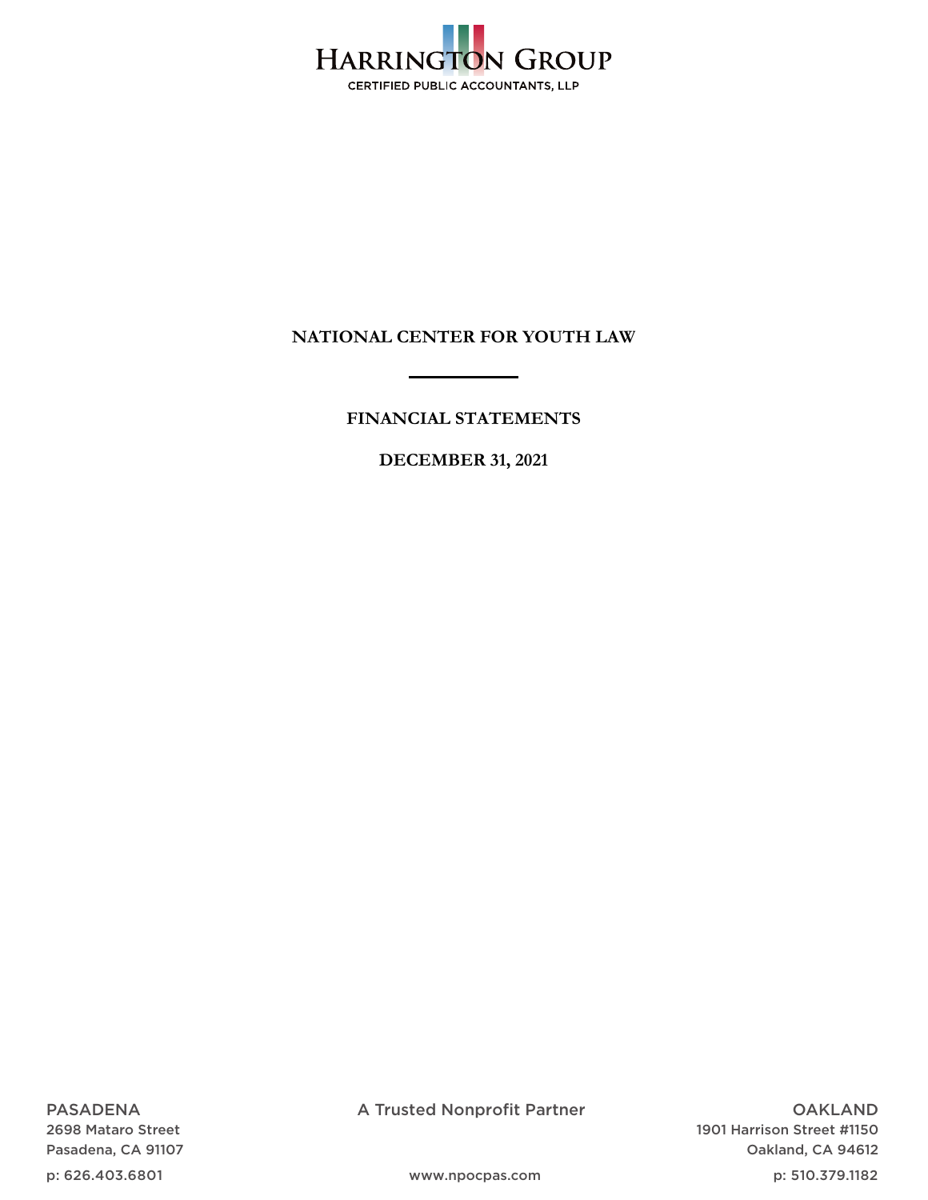HARRINGTON GROUP

CERTIFIED PUBLIC ACCOUNTANTS, LLP

# NATIONAL CENTER FOR YOUTH LAW

## FINANCIAL STATEMENTS

## DECEMBER 31, 2021

PASADENA
2698 Mataro Street
Pasadena, CA 91107
p: 626.403.6801

A Trusted Nonprofit Partner

www.npocpas.com

OAKLAND
1901 Harrison Street #1150
Oakland, CA 94612
p: 510.379.1182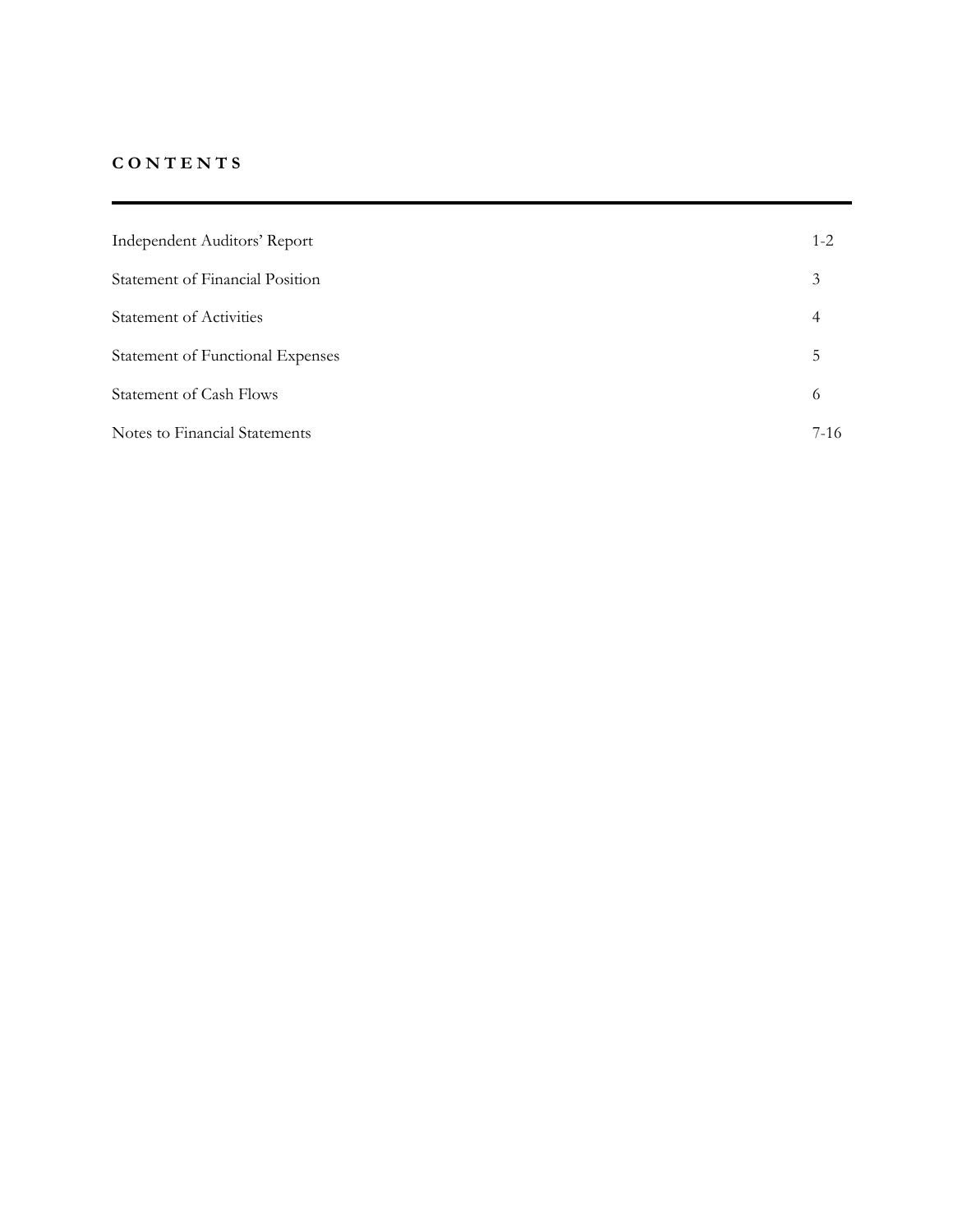# C O N T E N T S

| | |
|---|---|
| Independent Auditors' Report | 1-2 |
| Statement of Financial Position | 3 |
| Statement of Activities | 4 |
| Statement of Functional Expenses | 5 |
| Statement of Cash Flows | 6 |
| Notes to Financial Statements | 7-16 |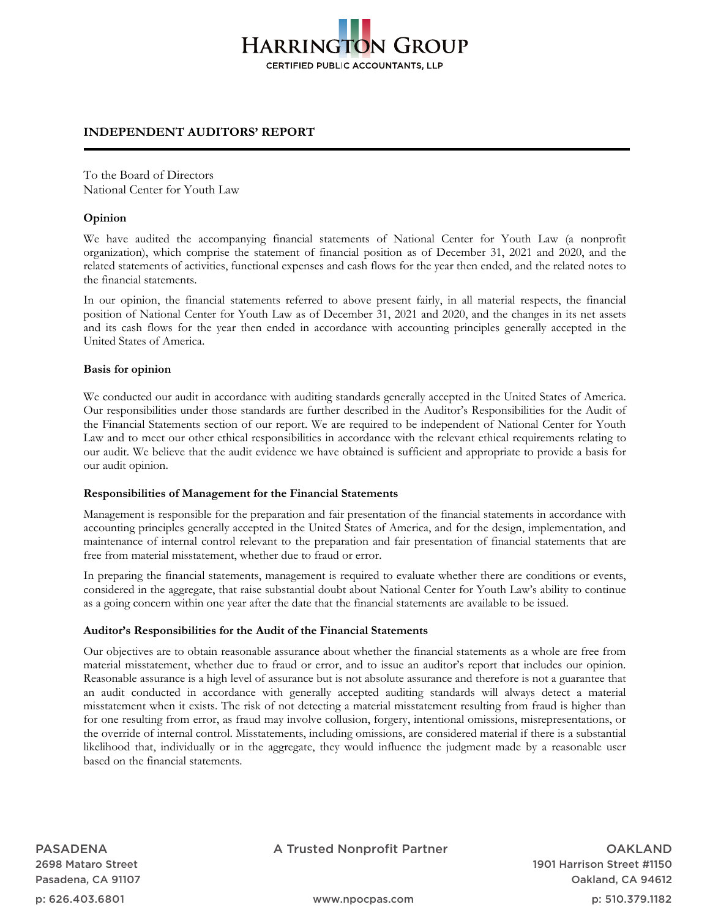# HARRINGTON GROUP

CERTIFIED PUBLIC ACCOUNTANTS, LLP

## INDEPENDENT AUDITORS' REPORT

To the Board of Directors
National Center for Youth Law

### Opinion

We have audited the accompanying financial statements of National Center for Youth Law (a nonprofit organization), which comprise the statement of financial position as of December 31, 2021 and 2020, and the related statements of activities, functional expenses and cash flows for the year then ended, and the related notes to the financial statements.

In our opinion, the financial statements referred to above present fairly, in all material respects, the financial position of National Center for Youth Law as of December 31, 2021 and 2020, and the changes in its net assets and its cash flows for the year then ended in accordance with accounting principles generally accepted in the United States of America.

### Basis for opinion

We conducted our audit in accordance with auditing standards generally accepted in the United States of America. Our responsibilities under those standards are further described in the Auditor's Responsibilities for the Audit of the Financial Statements section of our report. We are required to be independent of National Center for Youth Law and to meet our other ethical responsibilities in accordance with the relevant ethical requirements relating to our audit. We believe that the audit evidence we have obtained is sufficient and appropriate to provide a basis for our audit opinion.

### Responsibilities of Management for the Financial Statements

Management is responsible for the preparation and fair presentation of the financial statements in accordance with accounting principles generally accepted in the United States of America, and for the design, implementation, and maintenance of internal control relevant to the preparation and fair presentation of financial statements that are free from material misstatement, whether due to fraud or error.

In preparing the financial statements, management is required to evaluate whether there are conditions or events, considered in the aggregate, that raise substantial doubt about National Center for Youth Law's ability to continue as a going concern within one year after the date that the financial statements are available to be issued.

### Auditor's Responsibilities for the Audit of the Financial Statements

Our objectives are to obtain reasonable assurance about whether the financial statements as a whole are free from material misstatement, whether due to fraud or error, and to issue an auditor's report that includes our opinion. Reasonable assurance is a high level of assurance but is not absolute assurance and therefore is not a guarantee that an audit conducted in accordance with generally accepted auditing standards will always detect a material misstatement when it exists. The risk of not detecting a material misstatement resulting from fraud is higher than for one resulting from error, as fraud may involve collusion, forgery, intentional omissions, misrepresentations, or the override of internal control. Misstatements, including omissions, are considered material if there is a substantial likelihood that, individually or in the aggregate, they would influence the judgment made by a reasonable user based on the financial statements.

PASADENA
2698 Mataro Street
Pasadena, CA 91107
p: 626.403.6801

A Trusted Nonprofit Partner
www.npocpas.com

OAKLAND
1901 Harrison Street #1150
Oakland, CA 94612
p: 510.379.1182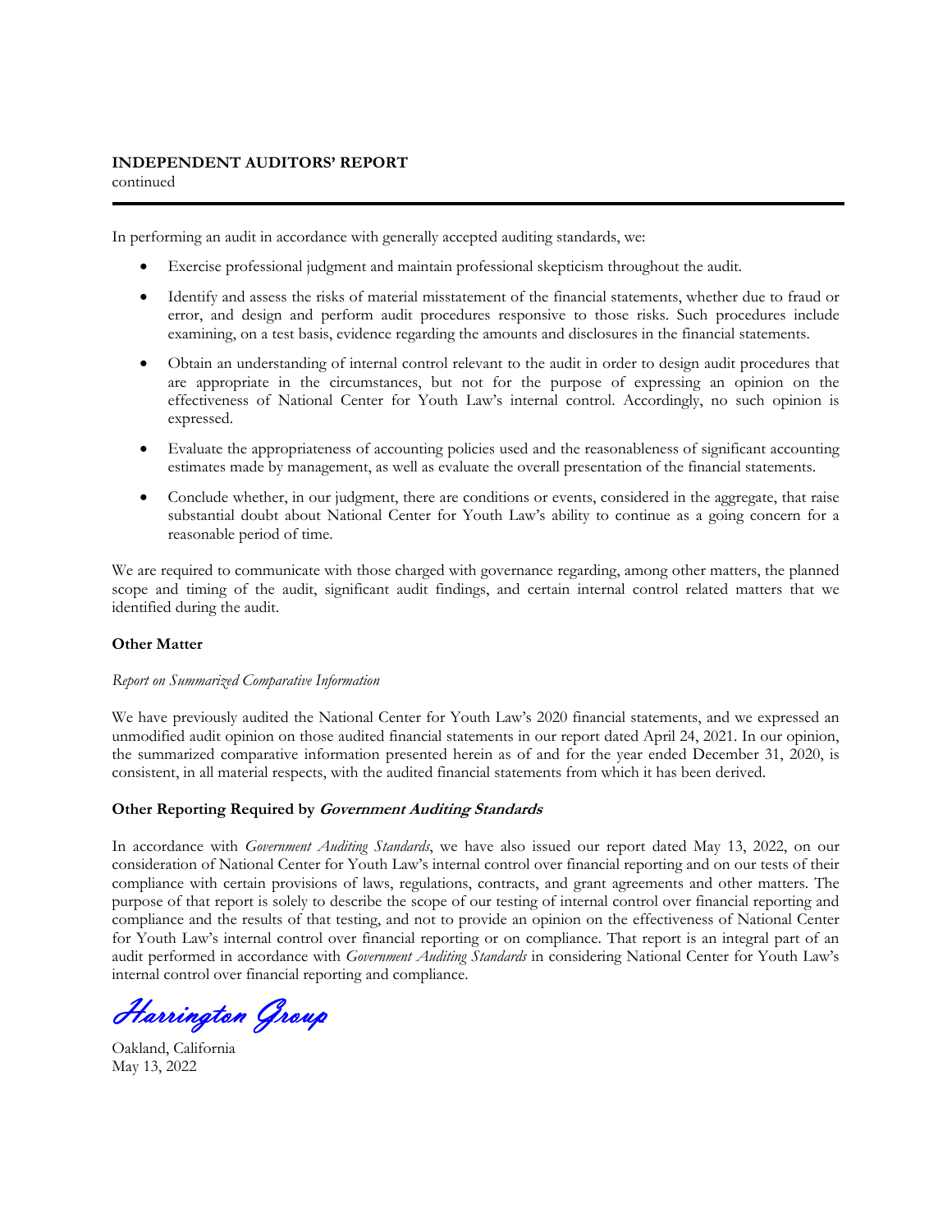**INDEPENDENT AUDITORS' REPORT**
continued

In performing an audit in accordance with generally accepted auditing standards, we:

- Exercise professional judgment and maintain professional skepticism throughout the audit.
- Identify and assess the risks of material misstatement of the financial statements, whether due to fraud or error, and design and perform audit procedures responsive to those risks. Such procedures include examining, on a test basis, evidence regarding the amounts and disclosures in the financial statements.
- Obtain an understanding of internal control relevant to the audit in order to design audit procedures that are appropriate in the circumstances, but not for the purpose of expressing an opinion on the effectiveness of National Center for Youth Law's internal control. Accordingly, no such opinion is expressed.
- Evaluate the appropriateness of accounting policies used and the reasonableness of significant accounting estimates made by management, as well as evaluate the overall presentation of the financial statements.
- Conclude whether, in our judgment, there are conditions or events, considered in the aggregate, that raise substantial doubt about National Center for Youth Law's ability to continue as a going concern for a reasonable period of time.

We are required to communicate with those charged with governance regarding, among other matters, the planned scope and timing of the audit, significant audit findings, and certain internal control related matters that we identified during the audit.

**Other Matter**

*Report on Summarized Comparative Information*

We have previously audited the National Center for Youth Law's 2020 financial statements, and we expressed an unmodified audit opinion on those audited financial statements in our report dated April 24, 2021. In our opinion, the summarized comparative information presented herein as of and for the year ended December 31, 2020, is consistent, in all material respects, with the audited financial statements from which it has been derived.

**Other Reporting Required by *Government Auditing Standards***

In accordance with *Government Auditing Standards*, we have also issued our report dated May 13, 2022, on our consideration of National Center for Youth Law's internal control over financial reporting and on our tests of their compliance with certain provisions of laws, regulations, contracts, and grant agreements and other matters. The purpose of that report is solely to describe the scope of our testing of internal control over financial reporting and compliance and the results of that testing, and not to provide an opinion on the effectiveness of National Center for Youth Law's internal control over financial reporting or on compliance. That report is an integral part of an audit performed in accordance with *Government Auditing Standards* in considering National Center for Youth Law's internal control over financial reporting and compliance.

*Harrington Group*

Oakland, California
May 13, 2022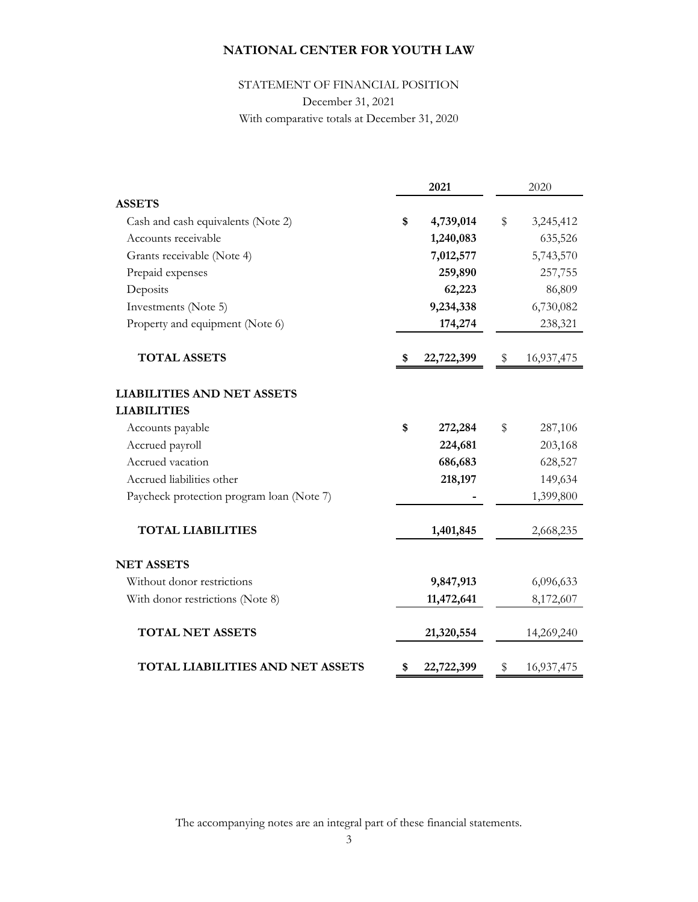# NATIONAL CENTER FOR YOUTH LAW

STATEMENT OF FINANCIAL POSITION
December 31, 2021
With comparative totals at December 31, 2020

| | 2021 | 2020 |
|---|---|---|
| **ASSETS** | | |
| Cash and cash equivalents (Note 2) | **$ 4,739,014** | $ 3,245,412 |
| Accounts receivable | **1,240,083** | 635,526 |
| Grants receivable (Note 4) | **7,012,577** | 5,743,570 |
| Prepaid expenses | **259,890** | 257,755 |
| Deposits | **62,223** | 86,809 |
| Investments (Note 5) | **9,234,338** | 6,730,082 |
| Property and equipment (Note 6) | **174,274** | 238,321 |
| **TOTAL ASSETS** | **$ 22,722,399** | $ 16,937,475 |
| **LIABILITIES AND NET ASSETS** | | |
| **LIABILITIES** | | |
| Accounts payable | **$ 272,284** | $ 287,106 |
| Accrued payroll | **224,681** | 203,168 |
| Accrued vacation | **686,683** | 628,527 |
| Accrued liabilities other | **218,197** | 149,634 |
| Paycheck protection program loan (Note 7) | **-** | 1,399,800 |
| **TOTAL LIABILITIES** | **1,401,845** | 2,668,235 |
| **NET ASSETS** | | |
| Without donor restrictions | **9,847,913** | 6,096,633 |
| With donor restrictions (Note 8) | **11,472,641** | 8,172,607 |
| **TOTAL NET ASSETS** | **21,320,554** | 14,269,240 |
| **TOTAL LIABILITIES AND NET ASSETS** | **$ 22,722,399** | $ 16,937,475 |

The accompanying notes are an integral part of these financial statements.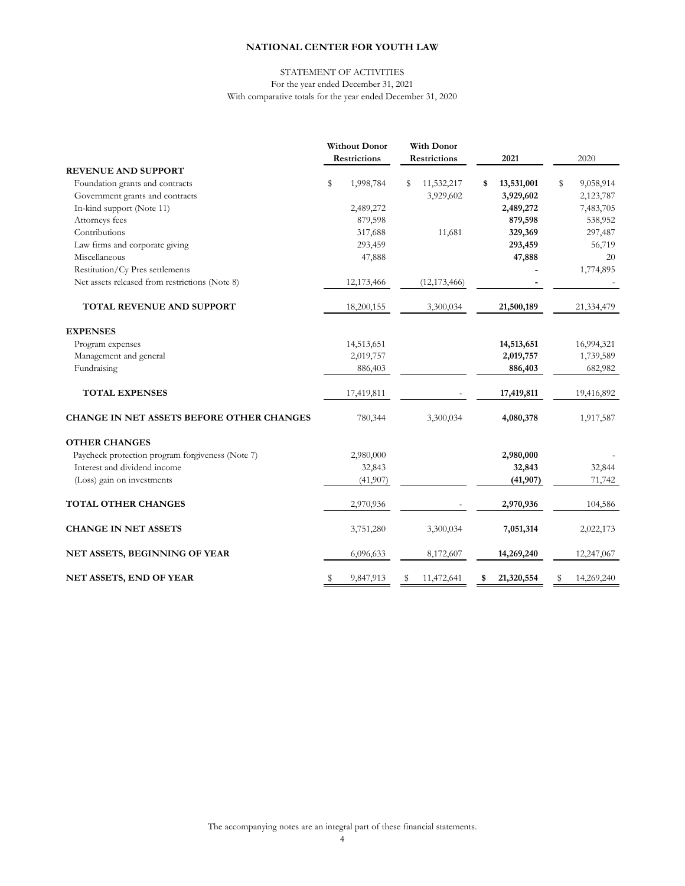**NATIONAL CENTER FOR YOUTH LAW**

STATEMENT OF ACTIVITIES
For the year ended December 31, 2021
With comparative totals for the year ended December 31, 2020

| | Without Donor Restrictions | With Donor Restrictions | 2021 | 2020 |
|---|---|---|---|---|
| **REVENUE AND SUPPORT** | | | | |
| Foundation grants and contracts | $ 1,998,784 | $ 11,532,217 | **$ 13,531,001** | $ 9,058,914 |
| Government grants and contracts | | 3,929,602 | **3,929,602** | 2,123,787 |
| In-kind support (Note 11) | 2,489,272 | | **2,489,272** | 7,483,705 |
| Attorneys fees | 879,598 | | **879,598** | 538,952 |
| Contributions | 317,688 | 11,681 | **329,369** | 297,487 |
| Law firms and corporate giving | 293,459 | | **293,459** | 56,719 |
| Miscellaneous | 47,888 | | **47,888** | 20 |
| Restitution/Cy Pres settlements | | | **-** | 1,774,895 |
| Net assets released from restrictions (Note 8) | 12,173,466 | (12,173,466) | **-** | - |
| **TOTAL REVENUE AND SUPPORT** | 18,200,155 | 3,300,034 | **21,500,189** | 21,334,479 |
| **EXPENSES** | | | | |
| Program expenses | 14,513,651 | | **14,513,651** | 16,994,321 |
| Management and general | 2,019,757 | | **2,019,757** | 1,739,589 |
| Fundraising | 886,403 | | **886,403** | 682,982 |
| **TOTAL EXPENSES** | 17,419,811 | - | **17,419,811** | 19,416,892 |
| **CHANGE IN NET ASSETS BEFORE OTHER CHANGES** | 780,344 | 3,300,034 | **4,080,378** | 1,917,587 |
| **OTHER CHANGES** | | | | |
| Paycheck protection program forgiveness (Note 7) | 2,980,000 | | **2,980,000** | - |
| Interest and dividend income | 32,843 | | **32,843** | 32,844 |
| (Loss) gain on investments | (41,907) | | **(41,907)** | 71,742 |
| **TOTAL OTHER CHANGES** | 2,970,936 | - | **2,970,936** | 104,586 |
| **CHANGE IN NET ASSETS** | 3,751,280 | 3,300,034 | **7,051,314** | 2,022,173 |
| **NET ASSETS, BEGINNING OF YEAR** | 6,096,633 | 8,172,607 | **14,269,240** | 12,247,067 |
| **NET ASSETS, END OF YEAR** | $ 9,847,913 | $ 11,472,641 | **$ 21,320,554** | $ 14,269,240 |

The accompanying notes are an integral part of these financial statements.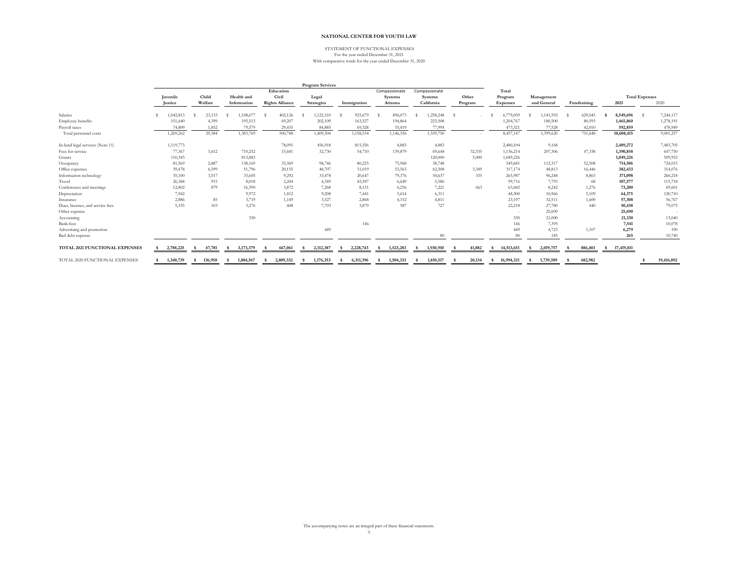**NATIONAL CENTER FOR YOUTH LAW**

STATEMENT OF FUNCTIONAL EXPENSES
For the year ended December 31, 2021
With comparative totals for the year ended December 31, 2020

| | Program Services | | | | | | | | | | | | Total Expenses | |
|---|---|---|---|---|---|---|---|---|---|---|---|---|---|---|
| | Juvenile Justice | Child Welfare | Health and Information | Education Civil Rights Alliance | Legal Strategies | Immigration | Compassionate Systems Arizona | Compassionate Systems California | Other Program | Total Program Expenses | Management and General | Fundraising | 2021 | 2020 |
| Salaries | $ 1,042,813 | $ 23,133 | $ 1,108,677 | $ 402,126 | $ 1,122,310 | $ 925,679 | $ 896,073 | $ 1,258,248 | $ - | $ 6,779,059 | $ 1,141,592 | $ 629,045 | $ 8,549,696 | $ 7,244,117 |
| Employee benefits | 151,640 | 4,399 | 195,513 | 69,207 | 202,109 | 163,527 | 194,864 | 223,508 | | 1,204,767 | 180,500 | 80,593 | 1,465,860 | 1,278,191 |
| Payroll taxes | 74,809 | 1,852 | 79,579 | 29,455 | 84,885 | 69,328 | 55,419 | 77,994 | | 473,321 | 77,528 | 42,010 | 592,859 | 478,949 |
| Total personnel costs | 1,269,262 | 29,384 | 1,383,769 | 500,788 | 1,409,304 | 1,158,534 | 1,146,356 | 1,559,750 | - | 8,457,147 | 1,399,620 | 751,648 | 10,608,415 | 9,001,257 |
| In-kind legal services (Note 11) | 1,119,773 | | | 78,091 | 456,918 | 815,556 | 4,883 | 4,883 | | 2,480,104 | 9,168 | | 2,489,272 | 7,483,705 |
| Fees for service | 77,367 | 3,412 | 710,252 | 15,681 | 32,730 | 54,710 | 139,879 | 69,648 | 32,535 | 1,136,214 | 207,306 | 47,338 | 1,390,858 | 647,750 |
| Grants | 110,343 | | 813,883 | | | | | 120,000 | 5,000 | 1,049,226 | | | 1,049,226 | 509,952 |
| Occupancy | 81,569 | 2,887 | 138,169 | 33,369 | 98,746 | 80,225 | 75,968 | 38,748 | | 549,681 | 112,317 | 52,508 | 714,506 | 724,015 |
| Office expenses | 39,478 | 6,599 | 51,796 | 20,155 | 48,707 | 31,019 | 53,563 | 62,508 | 3,349 | 317,174 | 48,813 | 16,446 | 382,433 | 314,076 |
| Information technology | 35,100 | 3,517 | 33,605 | 9,292 | 33,478 | 20,647 | 79,376 | 50,637 | 335 | 265,987 | 96,248 | 8,863 | 371,098 | 260,218 |
| Travel | 26,368 | 915 | 8,018 | 2,244 | 4,349 | 45,587 | 6,649 | 5,586 | | 99,716 | 7,793 | 68 | 107,577 | 115,718 |
| Conferences and meetings | 12,802 | 879 | 16,590 | 3,872 | 7,268 | 8,131 | 6,256 | 7,221 | 663 | 63,682 | 8,242 | 1,276 | 73,200 | 69,601 |
| Depreciation | 7,942 | | 9,972 | 1,812 | 9,208 | 7,441 | 5,614 | 6,311 | | 48,300 | 10,966 | 5,109 | 64,375 | 120,710 |
| Insurance | 2,886 | 85 | 3,719 | 1,149 | 3,527 | 2,868 | 4,152 | 4,811 | | 23,197 | 32,511 | 1,600 | 57,308 | 56,767 |
| Dues, licenses, and service fees | 5,335 | 103 | 3,276 | 608 | 7,703 | 3,879 | 587 | 727 | | 22,218 | 27,780 | 440 | 50,438 | 79,075 |
| Other expense | | | | | | | | | | - | 25,690 | | 25,690 | - |
| Accounting | | | 330 | | | | | | | 330 | 21,000 | | 21,330 | 13,040 |
| Bank fees | | | | | | 146 | | | | 146 | 7,395 | | 7,541 | 10,078 |
| Advertising and promotion | | | | | 449 | | | | | 449 | 4,723 | 1,107 | 6,279 | 190 |
| Bad debt expense | | | | | | | | 80 | | 80 | 185 | | 265 | 10,740 |
| **TOTAL 2021 FUNCTIONAL EXPENSES** | **$ 2,788,225** | **$ 47,781** | **$ 3,173,379** | **$ 667,061** | **$ 2,112,387** | **$ 2,228,743** | **$ 1,523,283** | **$ 1,930,910** | **$ 41,882** | **$ 14,513,651** | **$ 2,019,757** | **$ 886,403** | **$ 17,419,811** | |
| TOTAL 2020 FUNCTIONAL EXPENSES | **$ 1,340,739** | **$ 136,950** | **$ 1,884,567** | **$ 2,809,332** | **$ 1,176,353** | **$ 6,311,396** | **$ 1,504,333** | **$ 1,810,517** | **$ 20,134** | **$ 16,994,321** | **$ 1,739,589** | **$ 682,982** | | **$ 19,416,892** |

The accompanying notes are an integral part of these financial statements.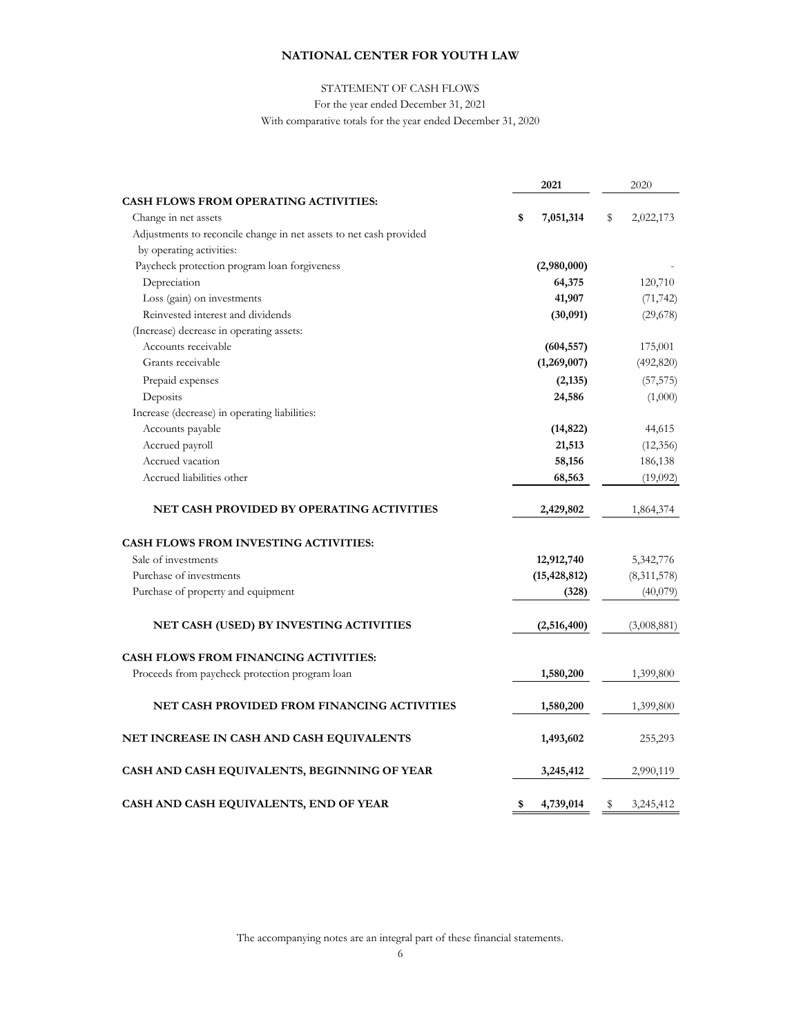# NATIONAL CENTER FOR YOUTH LAW

STATEMENT OF CASH FLOWS

For the year ended December 31, 2021

With comparative totals for the year ended December 31, 2020

| | 2021 | 2020 |
|---|---|---|
| **CASH FLOWS FROM OPERATING ACTIVITIES:** | | |
| Change in net assets | **$ 7,051,314** | $ 2,022,173 |
| Adjustments to reconcile change in net assets to net cash provided by operating activities: | | |
| Paycheck protection program loan forgiveness | **(2,980,000)** | - |
| Depreciation | **64,375** | 120,710 |
| Loss (gain) on investments | **41,907** | (71,742) |
| Reinvested interest and dividends | **(30,091)** | (29,678) |
| (Increase) decrease in operating assets: | | |
| Accounts receivable | **(604,557)** | 175,001 |
| Grants receivable | **(1,269,007)** | (492,820) |
| Prepaid expenses | **(2,135)** | (57,575) |
| Deposits | **24,586** | (1,000) |
| Increase (decrease) in operating liabilities: | | |
| Accounts payable | **(14,822)** | 44,615 |
| Accrued payroll | **21,513** | (12,356) |
| Accrued vacation | **58,156** | 186,138 |
| Accrued liabilities other | **68,563** | (19,092) |
| **NET CASH PROVIDED BY OPERATING ACTIVITIES** | **2,429,802** | 1,864,374 |
| **CASH FLOWS FROM INVESTING ACTIVITIES:** | | |
| Sale of investments | **12,912,740** | 5,342,776 |
| Purchase of investments | **(15,428,812)** | (8,311,578) |
| Purchase of property and equipment | **(328)** | (40,079) |
| **NET CASH (USED) BY INVESTING ACTIVITIES** | **(2,516,400)** | (3,008,881) |
| **CASH FLOWS FROM FINANCING ACTIVITIES:** | | |
| Proceeds from paycheck protection program loan | **1,580,200** | 1,399,800 |
| **NET CASH PROVIDED FROM FINANCING ACTIVITIES** | **1,580,200** | 1,399,800 |
| **NET INCREASE IN CASH AND CASH EQUIVALENTS** | **1,493,602** | 255,293 |
| **CASH AND CASH EQUIVALENTS, BEGINNING OF YEAR** | **3,245,412** | 2,990,119 |
| **CASH AND CASH EQUIVALENTS, END OF YEAR** | **$ 4,739,014** | $ 3,245,412 |

The accompanying notes are an integral part of these financial statements.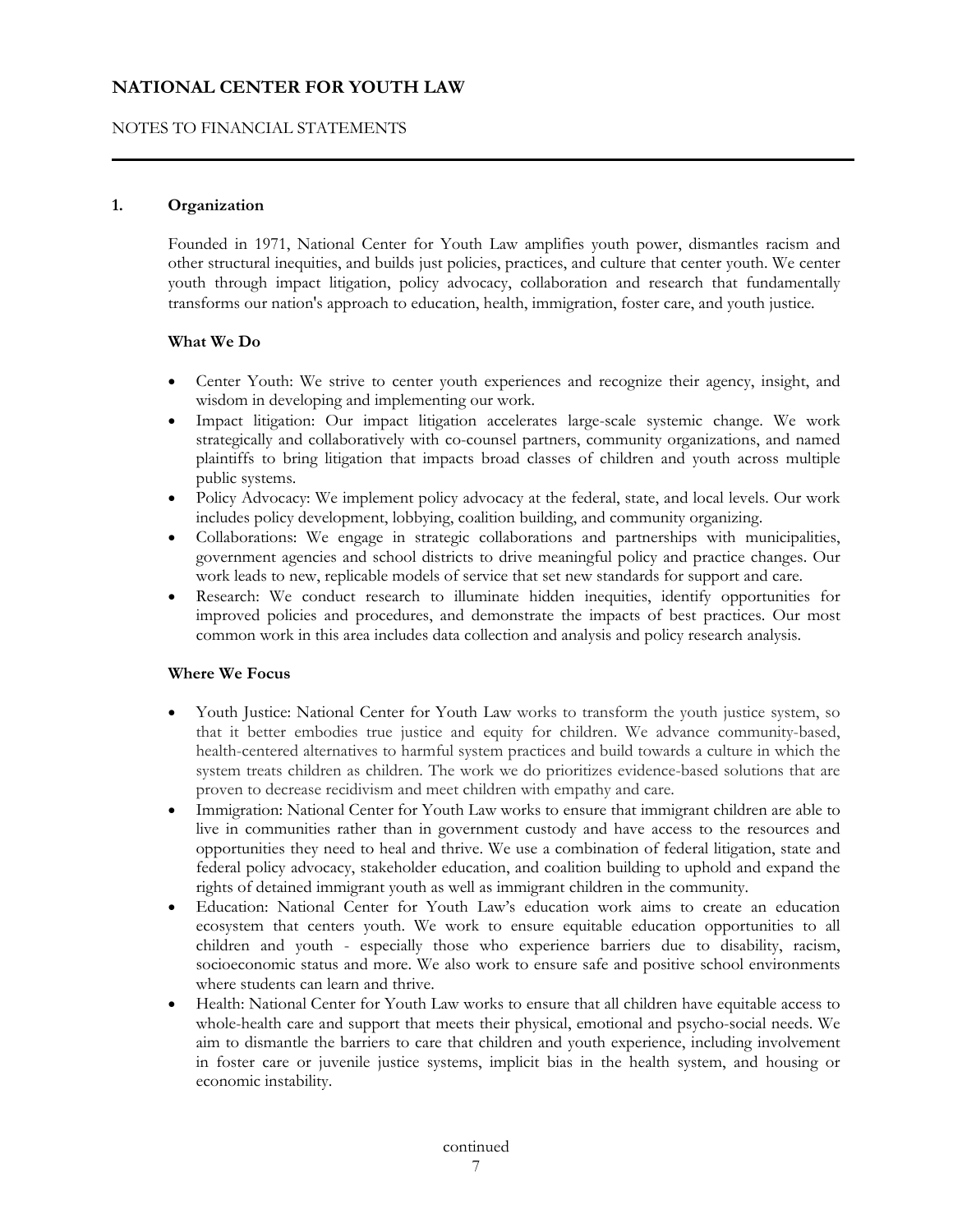## 1. Organization

Founded in 1971, National Center for Youth Law amplifies youth power, dismantles racism and other structural inequities, and builds just policies, practices, and culture that center youth. We center youth through impact litigation, policy advocacy, collaboration and research that fundamentally transforms our nation's approach to education, health, immigration, foster care, and youth justice.

### What We Do

- Center Youth: We strive to center youth experiences and recognize their agency, insight, and wisdom in developing and implementing our work.
- Impact litigation: Our impact litigation accelerates large-scale systemic change. We work strategically and collaboratively with co-counsel partners, community organizations, and named plaintiffs to bring litigation that impacts broad classes of children and youth across multiple public systems.
- Policy Advocacy: We implement policy advocacy at the federal, state, and local levels. Our work includes policy development, lobbying, coalition building, and community organizing.
- Collaborations: We engage in strategic collaborations and partnerships with municipalities, government agencies and school districts to drive meaningful policy and practice changes. Our work leads to new, replicable models of service that set new standards for support and care.
- Research: We conduct research to illuminate hidden inequities, identify opportunities for improved policies and procedures, and demonstrate the impacts of best practices. Our most common work in this area includes data collection and analysis and policy research analysis.

### Where We Focus

- Youth Justice: National Center for Youth Law works to transform the youth justice system, so that it better embodies true justice and equity for children. We advance community-based, health-centered alternatives to harmful system practices and build towards a culture in which the system treats children as children. The work we do prioritizes evidence-based solutions that are proven to decrease recidivism and meet children with empathy and care.
- Immigration: National Center for Youth Law works to ensure that immigrant children are able to live in communities rather than in government custody and have access to the resources and opportunities they need to heal and thrive. We use a combination of federal litigation, state and federal policy advocacy, stakeholder education, and coalition building to uphold and expand the rights of detained immigrant youth as well as immigrant children in the community.
- Education: National Center for Youth Law's education work aims to create an education ecosystem that centers youth. We work to ensure equitable education opportunities to all children and youth - especially those who experience barriers due to disability, racism, socioeconomic status and more. We also work to ensure safe and positive school environments where students can learn and thrive.
- Health: National Center for Youth Law works to ensure that all children have equitable access to whole-health care and support that meets their physical, emotional and psycho-social needs. We aim to dismantle the barriers to care that children and youth experience, including involvement in foster care or juvenile justice systems, implicit bias in the health system, and housing or economic instability.

continued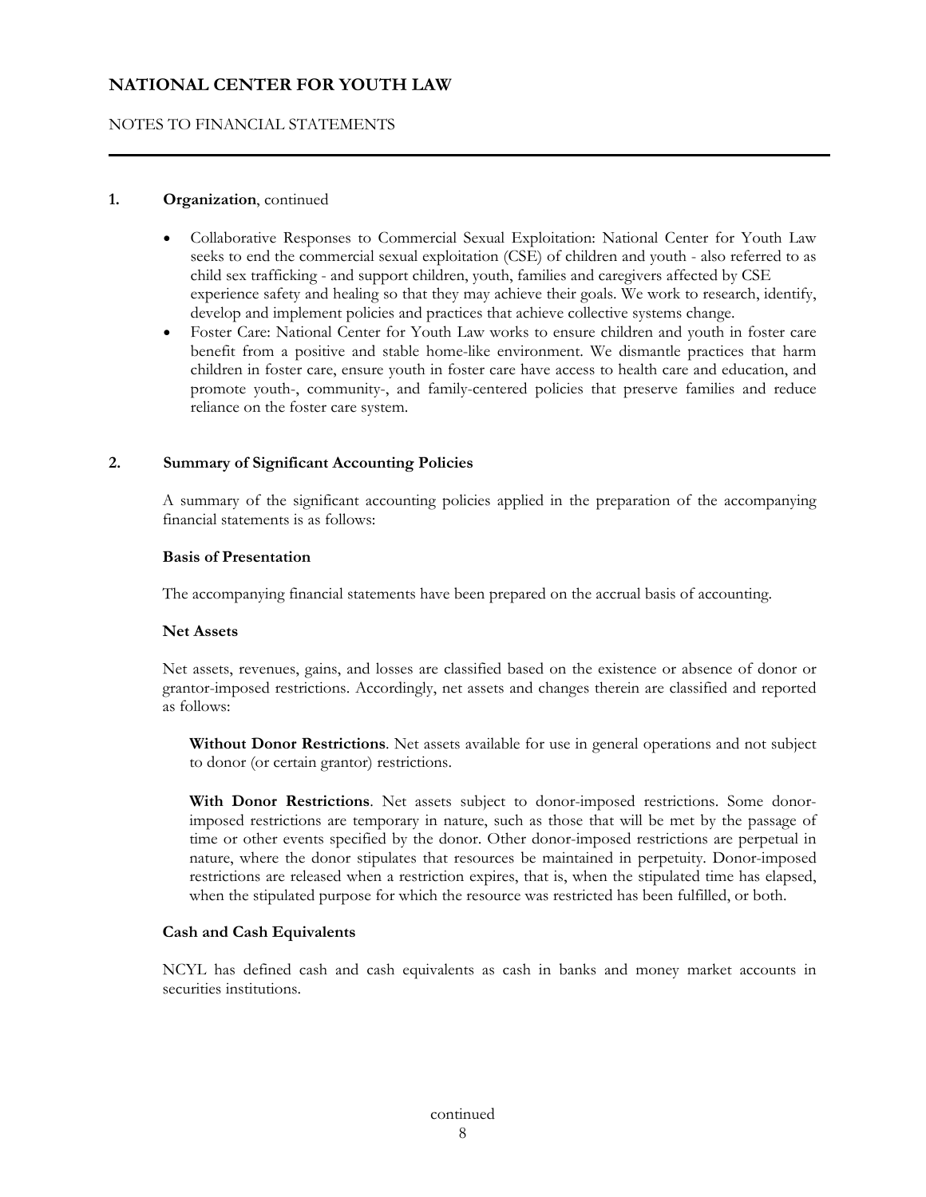**1. Organization**, continued

- Collaborative Responses to Commercial Sexual Exploitation: National Center for Youth Law seeks to end the commercial sexual exploitation (CSE) of children and youth - also referred to as child sex trafficking - and support children, youth, families and caregivers affected by CSE experience safety and healing so that they may achieve their goals. We work to research, identify, develop and implement policies and practices that achieve collective systems change.
- Foster Care: National Center for Youth Law works to ensure children and youth in foster care benefit from a positive and stable home-like environment. We dismantle practices that harm children in foster care, ensure youth in foster care have access to health care and education, and promote youth-, community-, and family-centered policies that preserve families and reduce reliance on the foster care system.

**2. Summary of Significant Accounting Policies**

A summary of the significant accounting policies applied in the preparation of the accompanying financial statements is as follows:

**Basis of Presentation**

The accompanying financial statements have been prepared on the accrual basis of accounting.

**Net Assets**

Net assets, revenues, gains, and losses are classified based on the existence or absence of donor or grantor-imposed restrictions. Accordingly, net assets and changes therein are classified and reported as follows:

**Without Donor Restrictions**. Net assets available for use in general operations and not subject to donor (or certain grantor) restrictions.

**With Donor Restrictions**. Net assets subject to donor-imposed restrictions. Some donor-imposed restrictions are temporary in nature, such as those that will be met by the passage of time or other events specified by the donor. Other donor-imposed restrictions are perpetual in nature, where the donor stipulates that resources be maintained in perpetuity. Donor-imposed restrictions are released when a restriction expires, that is, when the stipulated time has elapsed, when the stipulated purpose for which the resource was restricted has been fulfilled, or both.

**Cash and Cash Equivalents**

NCYL has defined cash and cash equivalents as cash in banks and money market accounts in securities institutions.

continued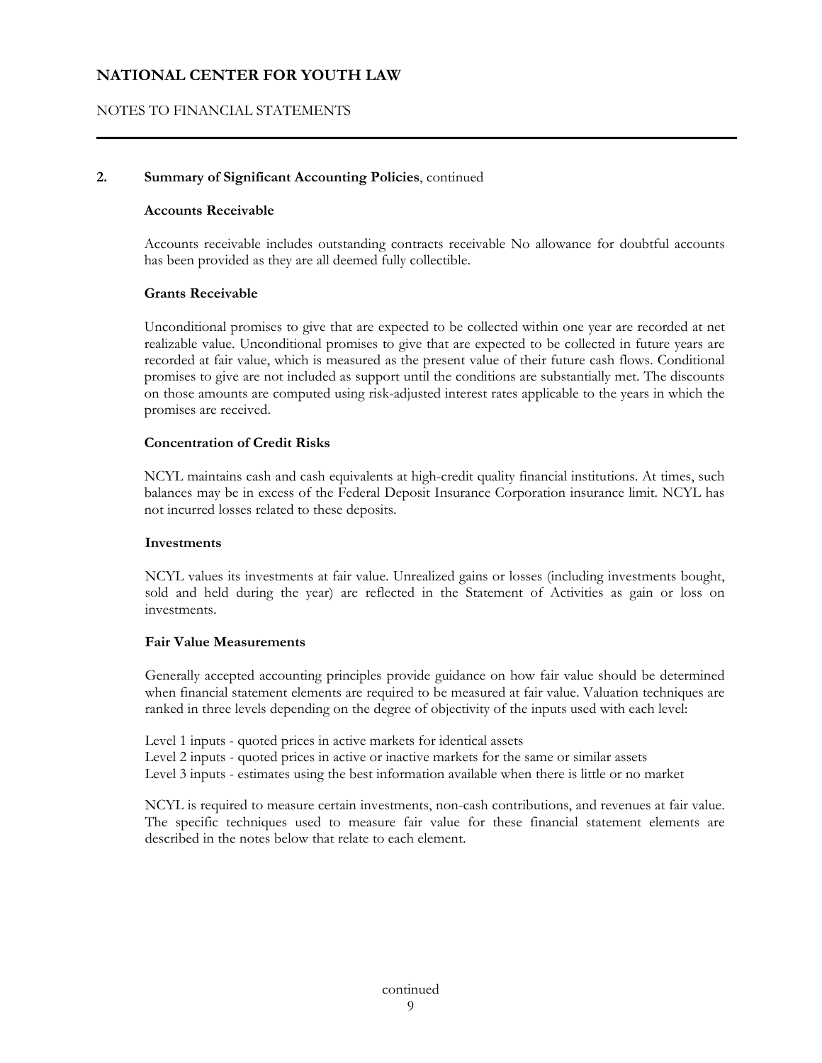# NATIONAL CENTER FOR YOUTH LAW

NOTES TO FINANCIAL STATEMENTS

**2. Summary of Significant Accounting Policies**, continued

**Accounts Receivable**

Accounts receivable includes outstanding contracts receivable No allowance for doubtful accounts has been provided as they are all deemed fully collectible.

**Grants Receivable**

Unconditional promises to give that are expected to be collected within one year are recorded at net realizable value. Unconditional promises to give that are expected to be collected in future years are recorded at fair value, which is measured as the present value of their future cash flows. Conditional promises to give are not included as support until the conditions are substantially met. The discounts on those amounts are computed using risk-adjusted interest rates applicable to the years in which the promises are received.

**Concentration of Credit Risks**

NCYL maintains cash and cash equivalents at high-credit quality financial institutions. At times, such balances may be in excess of the Federal Deposit Insurance Corporation insurance limit. NCYL has not incurred losses related to these deposits.

**Investments**

NCYL values its investments at fair value. Unrealized gains or losses (including investments bought, sold and held during the year) are reflected in the Statement of Activities as gain or loss on investments.

**Fair Value Measurements**

Generally accepted accounting principles provide guidance on how fair value should be determined when financial statement elements are required to be measured at fair value. Valuation techniques are ranked in three levels depending on the degree of objectivity of the inputs used with each level:

Level 1 inputs - quoted prices in active markets for identical assets
Level 2 inputs - quoted prices in active or inactive markets for the same or similar assets
Level 3 inputs - estimates using the best information available when there is little or no market

NCYL is required to measure certain investments, non-cash contributions, and revenues at fair value. The specific techniques used to measure fair value for these financial statement elements are described in the notes below that relate to each element.

continued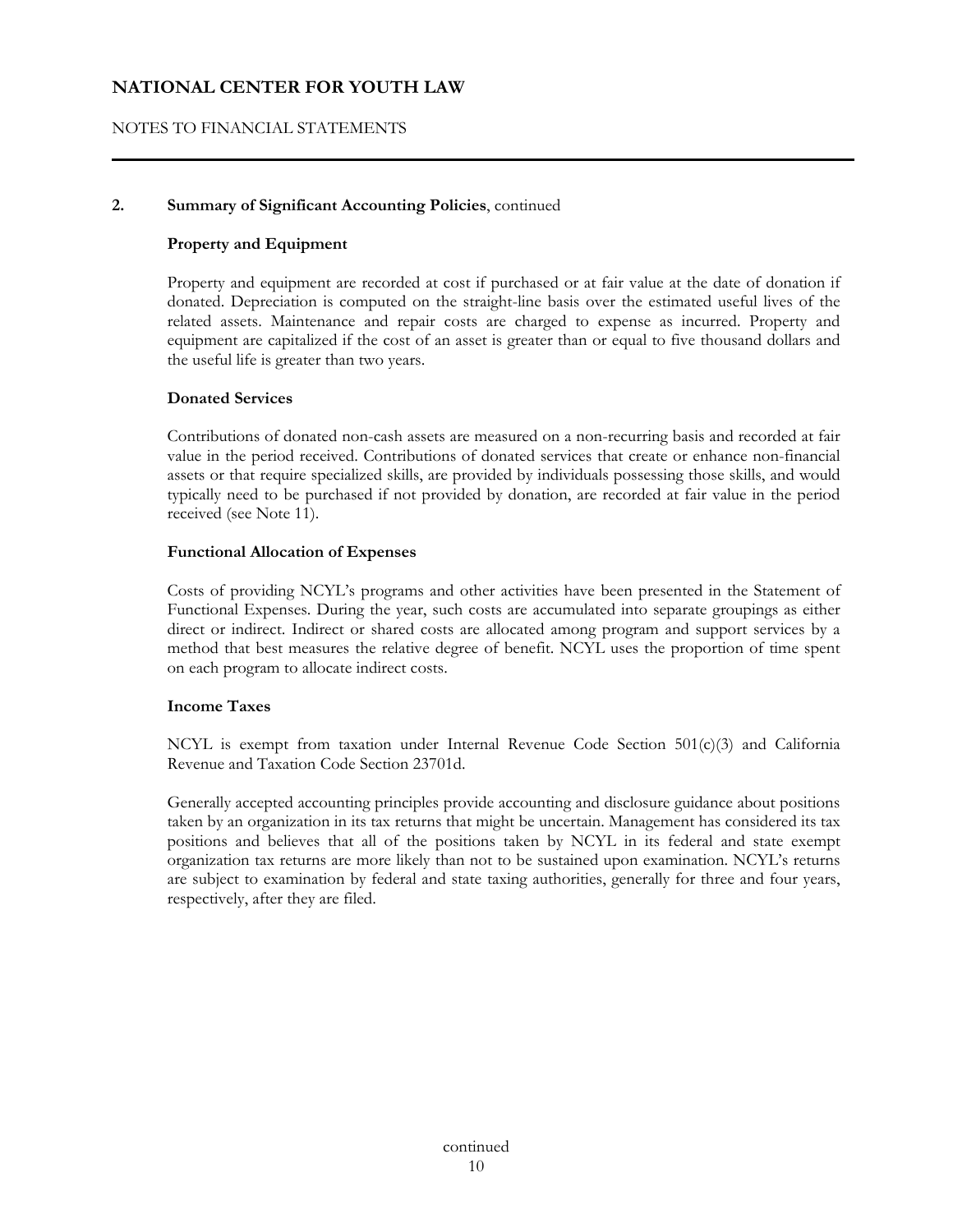## 2. Summary of Significant Accounting Policies, continued

### Property and Equipment

Property and equipment are recorded at cost if purchased or at fair value at the date of donation if donated. Depreciation is computed on the straight-line basis over the estimated useful lives of the related assets. Maintenance and repair costs are charged to expense as incurred. Property and equipment are capitalized if the cost of an asset is greater than or equal to five thousand dollars and the useful life is greater than two years.

### Donated Services

Contributions of donated non-cash assets are measured on a non-recurring basis and recorded at fair value in the period received. Contributions of donated services that create or enhance non-financial assets or that require specialized skills, are provided by individuals possessing those skills, and would typically need to be purchased if not provided by donation, are recorded at fair value in the period received (see Note 11).

### Functional Allocation of Expenses

Costs of providing NCYL's programs and other activities have been presented in the Statement of Functional Expenses. During the year, such costs are accumulated into separate groupings as either direct or indirect. Indirect or shared costs are allocated among program and support services by a method that best measures the relative degree of benefit. NCYL uses the proportion of time spent on each program to allocate indirect costs.

### Income Taxes

NCYL is exempt from taxation under Internal Revenue Code Section 501(c)(3) and California Revenue and Taxation Code Section 23701d.

Generally accepted accounting principles provide accounting and disclosure guidance about positions taken by an organization in its tax returns that might be uncertain. Management has considered its tax positions and believes that all of the positions taken by NCYL in its federal and state exempt organization tax returns are more likely than not to be sustained upon examination. NCYL's returns are subject to examination by federal and state taxing authorities, generally for three and four years, respectively, after they are filed.

continued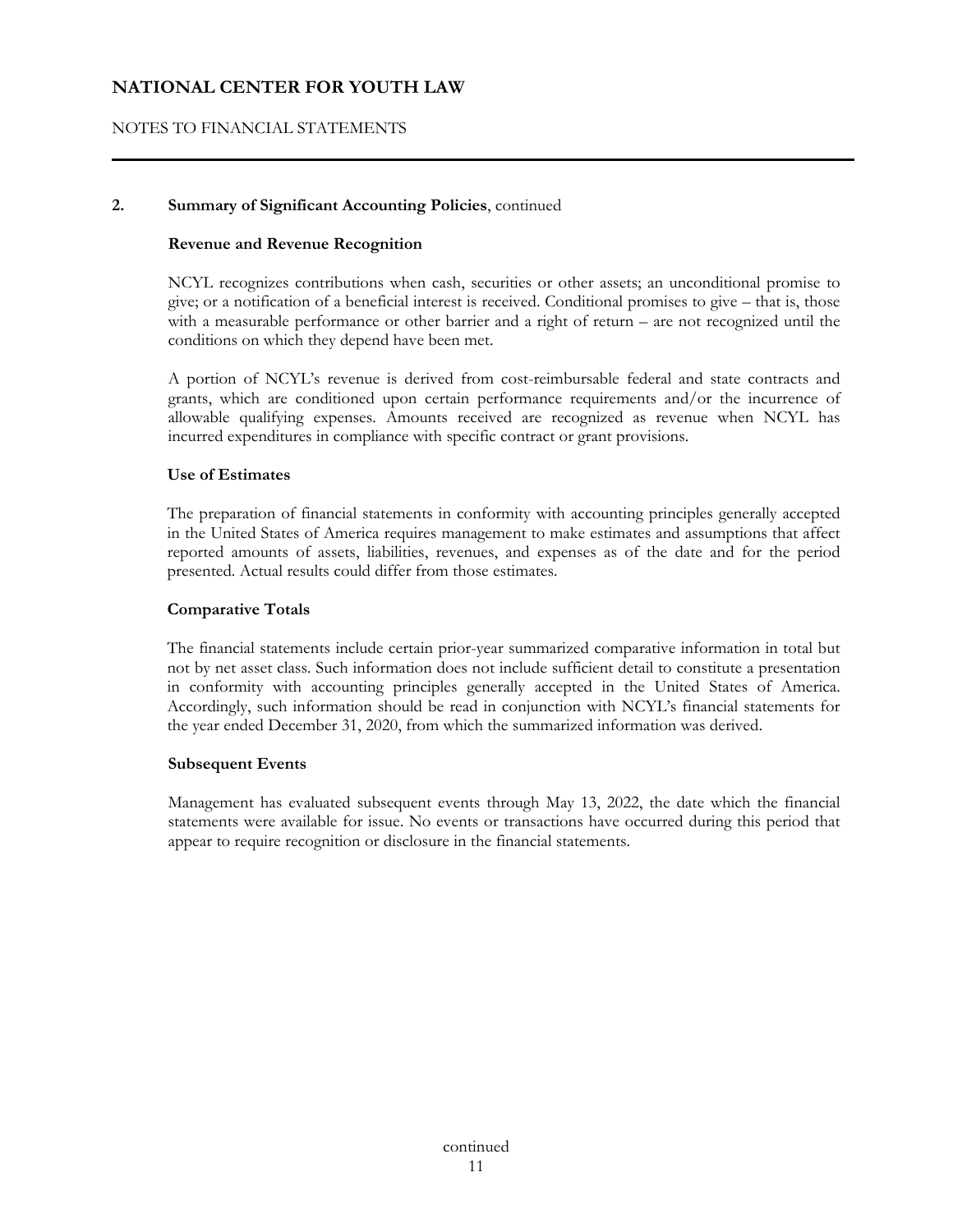## 2. Summary of Significant Accounting Policies, continued

### Revenue and Revenue Recognition

NCYL recognizes contributions when cash, securities or other assets; an unconditional promise to give; or a notification of a beneficial interest is received. Conditional promises to give – that is, those with a measurable performance or other barrier and a right of return – are not recognized until the conditions on which they depend have been met.

A portion of NCYL's revenue is derived from cost-reimbursable federal and state contracts and grants, which are conditioned upon certain performance requirements and/or the incurrence of allowable qualifying expenses. Amounts received are recognized as revenue when NCYL has incurred expenditures in compliance with specific contract or grant provisions.

### Use of Estimates

The preparation of financial statements in conformity with accounting principles generally accepted in the United States of America requires management to make estimates and assumptions that affect reported amounts of assets, liabilities, revenues, and expenses as of the date and for the period presented. Actual results could differ from those estimates.

### Comparative Totals

The financial statements include certain prior-year summarized comparative information in total but not by net asset class. Such information does not include sufficient detail to constitute a presentation in conformity with accounting principles generally accepted in the United States of America. Accordingly, such information should be read in conjunction with NCYL's financial statements for the year ended December 31, 2020, from which the summarized information was derived.

### Subsequent Events

Management has evaluated subsequent events through May 13, 2022, the date which the financial statements were available for issue. No events or transactions have occurred during this period that appear to require recognition or disclosure in the financial statements.

continued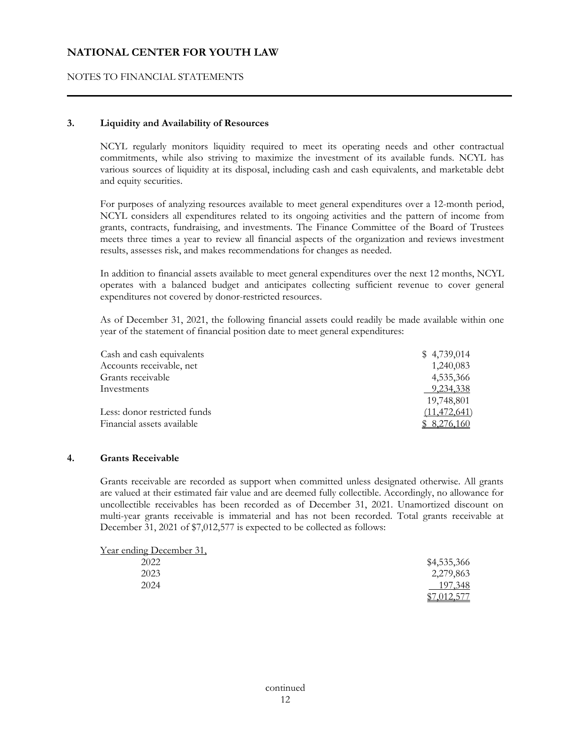## 3. Liquidity and Availability of Resources

NCYL regularly monitors liquidity required to meet its operating needs and other contractual commitments, while also striving to maximize the investment of its available funds. NCYL has various sources of liquidity at its disposal, including cash and cash equivalents, and marketable debt and equity securities.

For purposes of analyzing resources available to meet general expenditures over a 12-month period, NCYL considers all expenditures related to its ongoing activities and the pattern of income from grants, contracts, fundraising, and investments. The Finance Committee of the Board of Trustees meets three times a year to review all financial aspects of the organization and reviews investment results, assesses risk, and makes recommendations for changes as needed.

In addition to financial assets available to meet general expenditures over the next 12 months, NCYL operates with a balanced budget and anticipates collecting sufficient revenue to cover general expenditures not covered by donor-restricted resources.

As of December 31, 2021, the following financial assets could readily be made available within one year of the statement of financial position date to meet general expenditures:

| | |
|---|---:|
| Cash and cash equivalents | $ 4,739,014 |
| Accounts receivable, net | 1,240,083 |
| Grants receivable | 4,535,366 |
| Investments | 9,234,338 |
| | 19,748,801 |
| Less: donor restricted funds | (11,472,641) |
| Financial assets available | $ 8,276,160 |

## 4. Grants Receivable

Grants receivable are recorded as support when committed unless designated otherwise. All grants are valued at their estimated fair value and are deemed fully collectible. Accordingly, no allowance for uncollectible receivables has been recorded as of December 31, 2021. Unamortized discount on multi-year grants receivable is immaterial and has not been recorded. Total grants receivable at December 31, 2021 of $7,012,577 is expected to be collected as follows:

| Year ending December 31, | |
|---|---:|
| 2022 | $4,535,366 |
| 2023 | 2,279,863 |
| 2024 | 197,348 |
| | $7,012,577 |

continued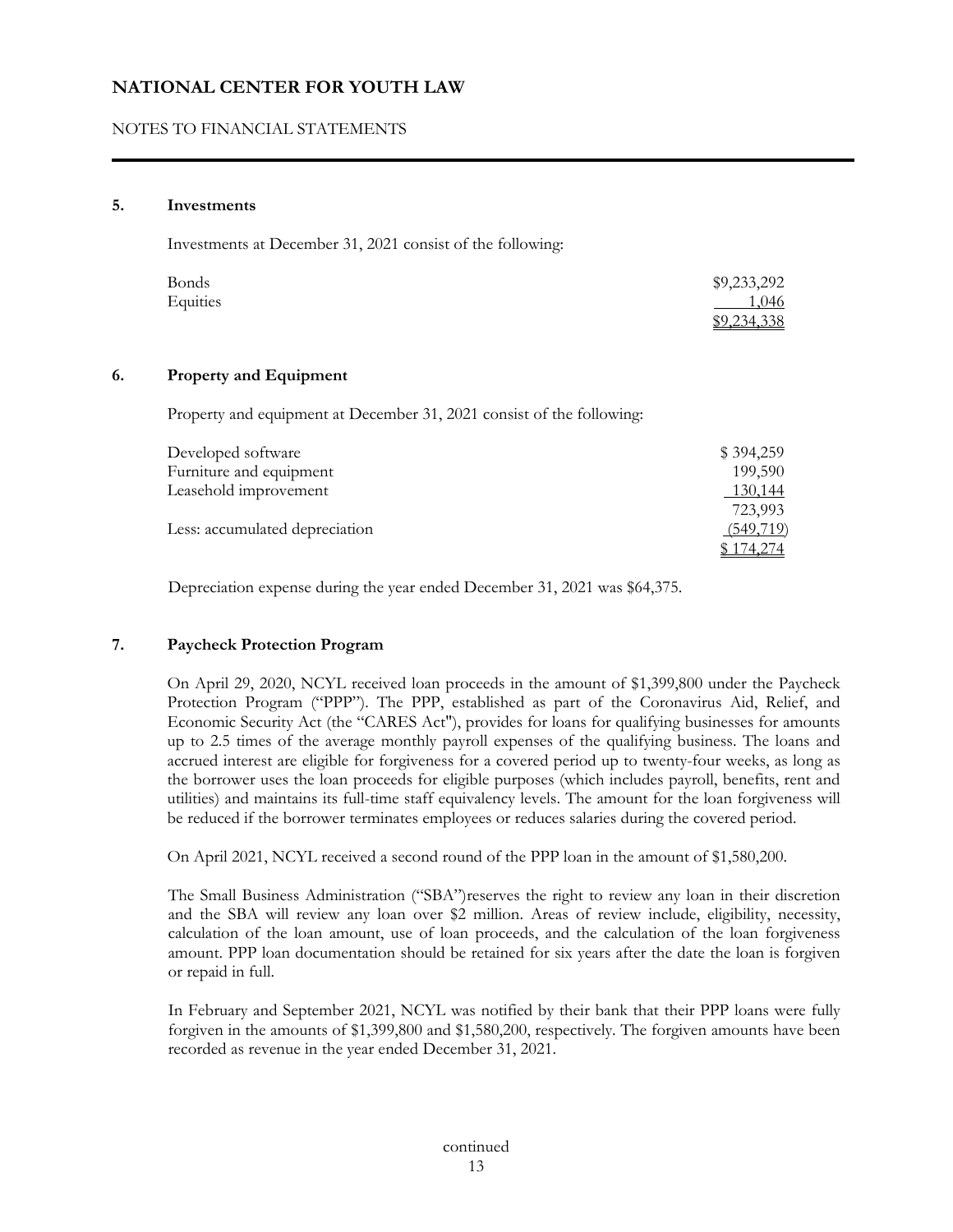## 5. Investments

Investments at December 31, 2021 consist of the following:

| | |
|---|---:|
| Bonds | $9,233,292 |
| Equities | 1,046 |
| | $9,234,338 |

## 6. Property and Equipment

Property and equipment at December 31, 2021 consist of the following:

| | |
|---|---:|
| Developed software | $ 394,259 |
| Furniture and equipment | 199,590 |
| Leasehold improvement | 130,144 |
| | 723,993 |
| Less: accumulated depreciation | (549,719) |
| | $ 174,274 |

Depreciation expense during the year ended December 31, 2021 was $64,375.

## 7. Paycheck Protection Program

On April 29, 2020, NCYL received loan proceeds in the amount of $1,399,800 under the Paycheck Protection Program ("PPP"). The PPP, established as part of the Coronavirus Aid, Relief, and Economic Security Act (the "CARES Act"), provides for loans for qualifying businesses for amounts up to 2.5 times of the average monthly payroll expenses of the qualifying business. The loans and accrued interest are eligible for forgiveness for a covered period up to twenty-four weeks, as long as the borrower uses the loan proceeds for eligible purposes (which includes payroll, benefits, rent and utilities) and maintains its full-time staff equivalency levels. The amount for the loan forgiveness will be reduced if the borrower terminates employees or reduces salaries during the covered period.

On April 2021, NCYL received a second round of the PPP loan in the amount of $1,580,200.

The Small Business Administration ("SBA")reserves the right to review any loan in their discretion and the SBA will review any loan over $2 million. Areas of review include, eligibility, necessity, calculation of the loan amount, use of loan proceeds, and the calculation of the loan forgiveness amount. PPP loan documentation should be retained for six years after the date the loan is forgiven or repaid in full.

In February and September 2021, NCYL was notified by their bank that their PPP loans were fully forgiven in the amounts of $1,399,800 and $1,580,200, respectively. The forgiven amounts have been recorded as revenue in the year ended December 31, 2021.

continued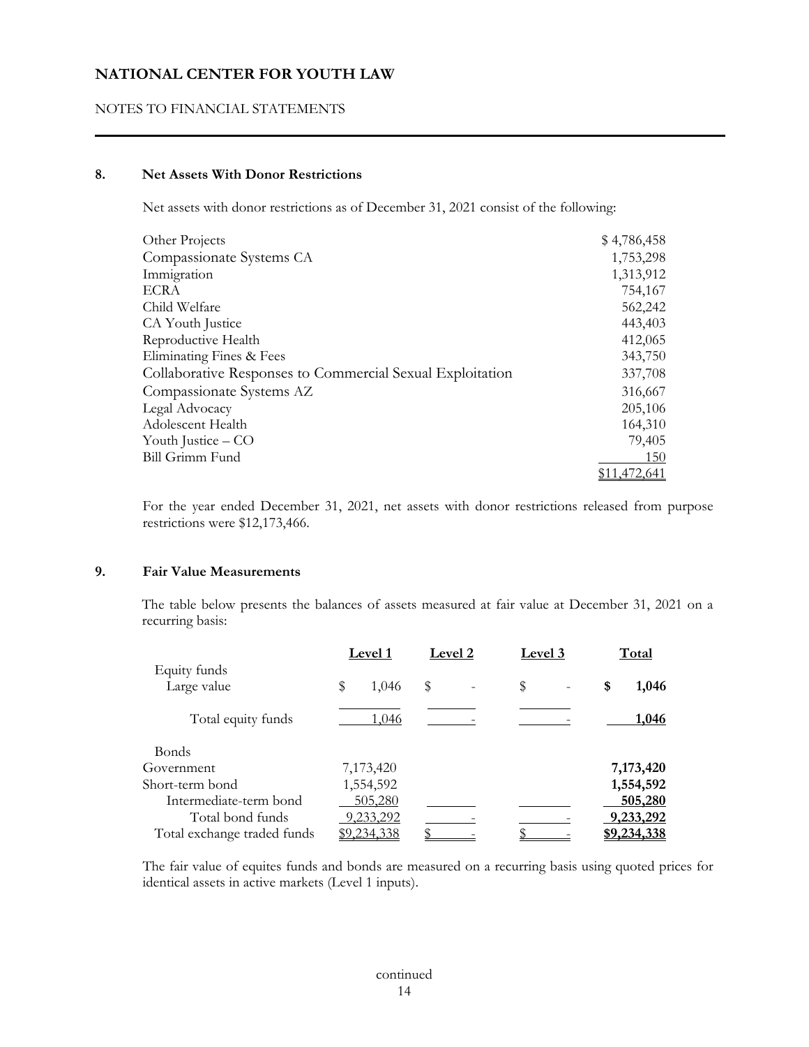# NATIONAL CENTER FOR YOUTH LAW

NOTES TO FINANCIAL STATEMENTS

## 8. Net Assets With Donor Restrictions

Net assets with donor restrictions as of December 31, 2021 consist of the following:

| | |
|---|---|
| Other Projects | $ 4,786,458 |
| Compassionate Systems CA | 1,753,298 |
| Immigration | 1,313,912 |
| ECRA | 754,167 |
| Child Welfare | 562,242 |
| CA Youth Justice | 443,403 |
| Reproductive Health | 412,065 |
| Eliminating Fines & Fees | 343,750 |
| Collaborative Responses to Commercial Sexual Exploitation | 337,708 |
| Compassionate Systems AZ | 316,667 |
| Legal Advocacy | 205,106 |
| Adolescent Health | 164,310 |
| Youth Justice – CO | 79,405 |
| Bill Grimm Fund | 150 |
| | $11,472,641 |

For the year ended December 31, 2021, net assets with donor restrictions released from purpose restrictions were $12,173,466.

## 9. Fair Value Measurements

The table below presents the balances of assets measured at fair value at December 31, 2021 on a recurring basis:

| | Level 1 | Level 2 | Level 3 | Total |
|---|---|---|---|---|
| Equity funds | | | | |
| Large value | $ 1,046 | $ - | $ - | **$ 1,046** |
| Total equity funds | 1,046 | - | - | **1,046** |
| Bonds | | | | |
| Government | 7,173,420 | | | **7,173,420** |
| Short-term bond | 1,554,592 | | | **1,554,592** |
| Intermediate-term bond | 505,280 | | | **505,280** |
| Total bond funds | 9,233,292 | - | - | **9,233,292** |
| Total exchange traded funds | $9,234,338 | $ - | $ - | **$9,234,338** |

The fair value of equites funds and bonds are measured on a recurring basis using quoted prices for identical assets in active markets (Level 1 inputs).

continued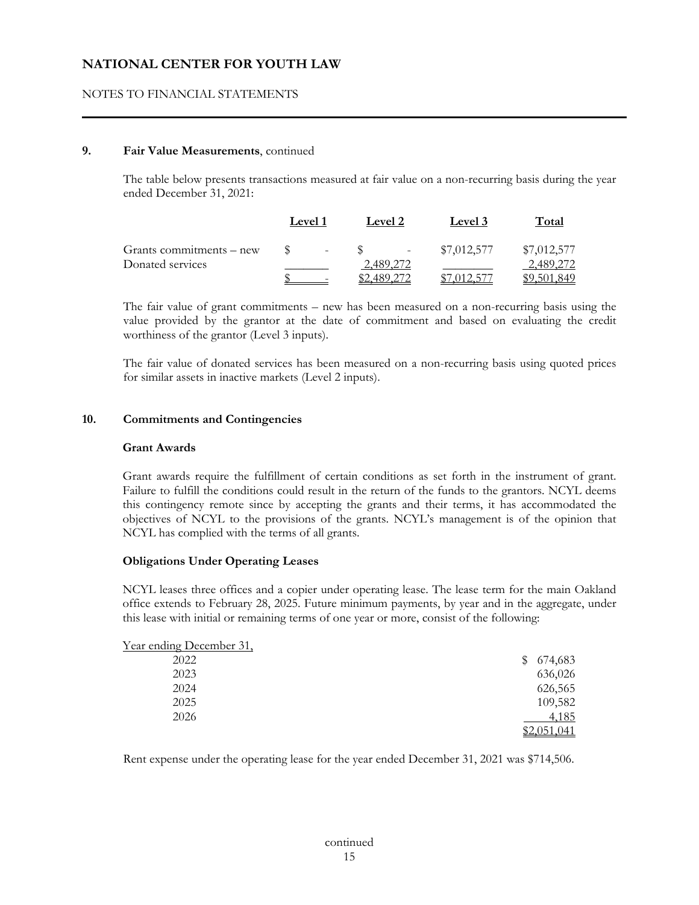# NATIONAL CENTER FOR YOUTH LAW

NOTES TO FINANCIAL STATEMENTS

**9. Fair Value Measurements**, continued

The table below presents transactions measured at fair value on a non-recurring basis during the year ended December 31, 2021:

| | Level 1 | Level 2 | Level 3 | Total |
|---|---|---|---|---|
| Grants commitments – new | $ - | $ - | $7,012,577 | $7,012,577 |
| Donated services | | 2,489,272 | | 2,489,272 |
| | $ - | $2,489,272 | $7,012,577 | $9,501,849 |

The fair value of grant commitments – new has been measured on a non-recurring basis using the value provided by the grantor at the date of commitment and based on evaluating the credit worthiness of the grantor (Level 3 inputs).

The fair value of donated services has been measured on a non-recurring basis using quoted prices for similar assets in inactive markets (Level 2 inputs).

**10. Commitments and Contingencies**

**Grant Awards**

Grant awards require the fulfillment of certain conditions as set forth in the instrument of grant. Failure to fulfill the conditions could result in the return of the funds to the grantors. NCYL deems this contingency remote since by accepting the grants and their terms, it has accommodated the objectives of NCYL to the provisions of the grants. NCYL's management is of the opinion that NCYL has complied with the terms of all grants.

**Obligations Under Operating Leases**

NCYL leases three offices and a copier under operating lease. The lease term for the main Oakland office extends to February 28, 2025. Future minimum payments, by year and in the aggregate, under this lease with initial or remaining terms of one year or more, consist of the following:

| Year ending December 31, | |
|---|---|
| 2022 | $ 674,683 |
| 2023 | 636,026 |
| 2024 | 626,565 |
| 2025 | 109,582 |
| 2026 | 4,185 |
| | $2,051,041 |

Rent expense under the operating lease for the year ended December 31, 2021 was $714,506.

continued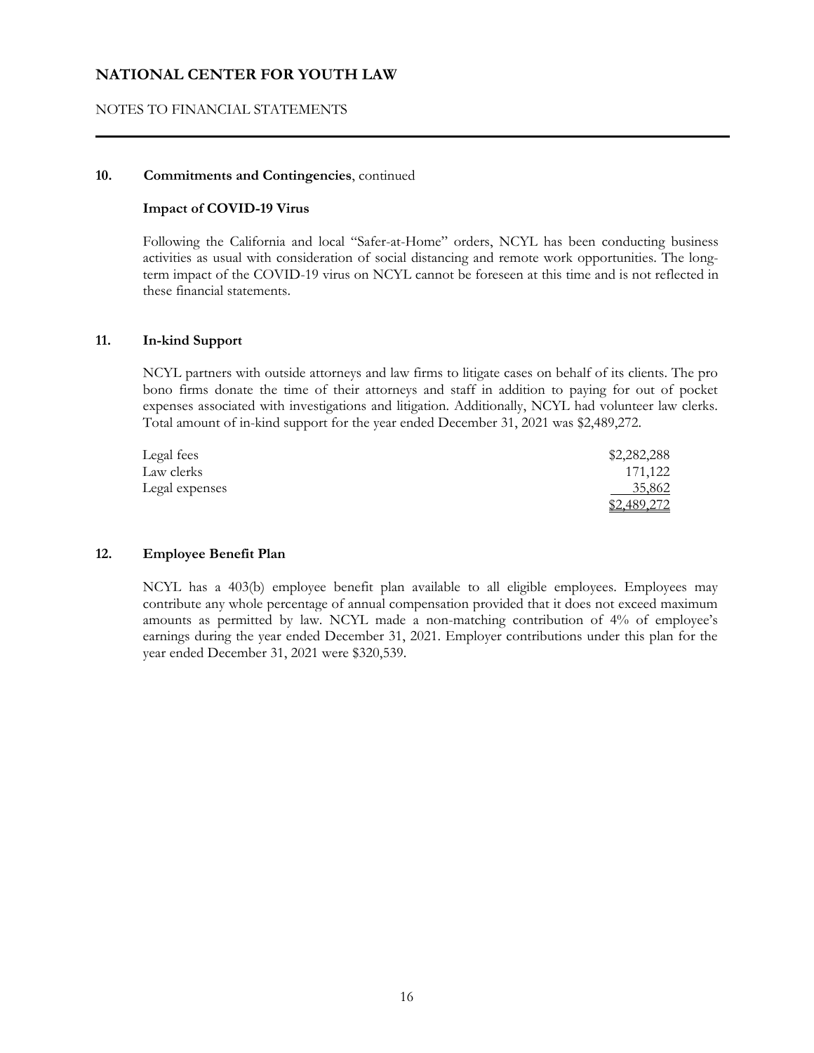# NATIONAL CENTER FOR YOUTH LAW

NOTES TO FINANCIAL STATEMENTS

## 10. Commitments and Contingencies, continued

### Impact of COVID-19 Virus

Following the California and local "Safer-at-Home" orders, NCYL has been conducting business activities as usual with consideration of social distancing and remote work opportunities. The long-term impact of the COVID-19 virus on NCYL cannot be foreseen at this time and is not reflected in these financial statements.

## 11. In-kind Support

NCYL partners with outside attorneys and law firms to litigate cases on behalf of its clients. The pro bono firms donate the time of their attorneys and staff in addition to paying for out of pocket expenses associated with investigations and litigation. Additionally, NCYL had volunteer law clerks. Total amount of in-kind support for the year ended December 31, 2021 was $2,489,272.

| | |
|---|---|
| Legal fees | $2,282,288 |
| Law clerks | 171,122 |
| Legal expenses | 35,862 |
| | $2,489,272 |

## 12. Employee Benefit Plan

NCYL has a 403(b) employee benefit plan available to all eligible employees. Employees may contribute any whole percentage of annual compensation provided that it does not exceed maximum amounts as permitted by law. NCYL made a non-matching contribution of 4% of employee's earnings during the year ended December 31, 2021. Employer contributions under this plan for the year ended December 31, 2021 were $320,539.